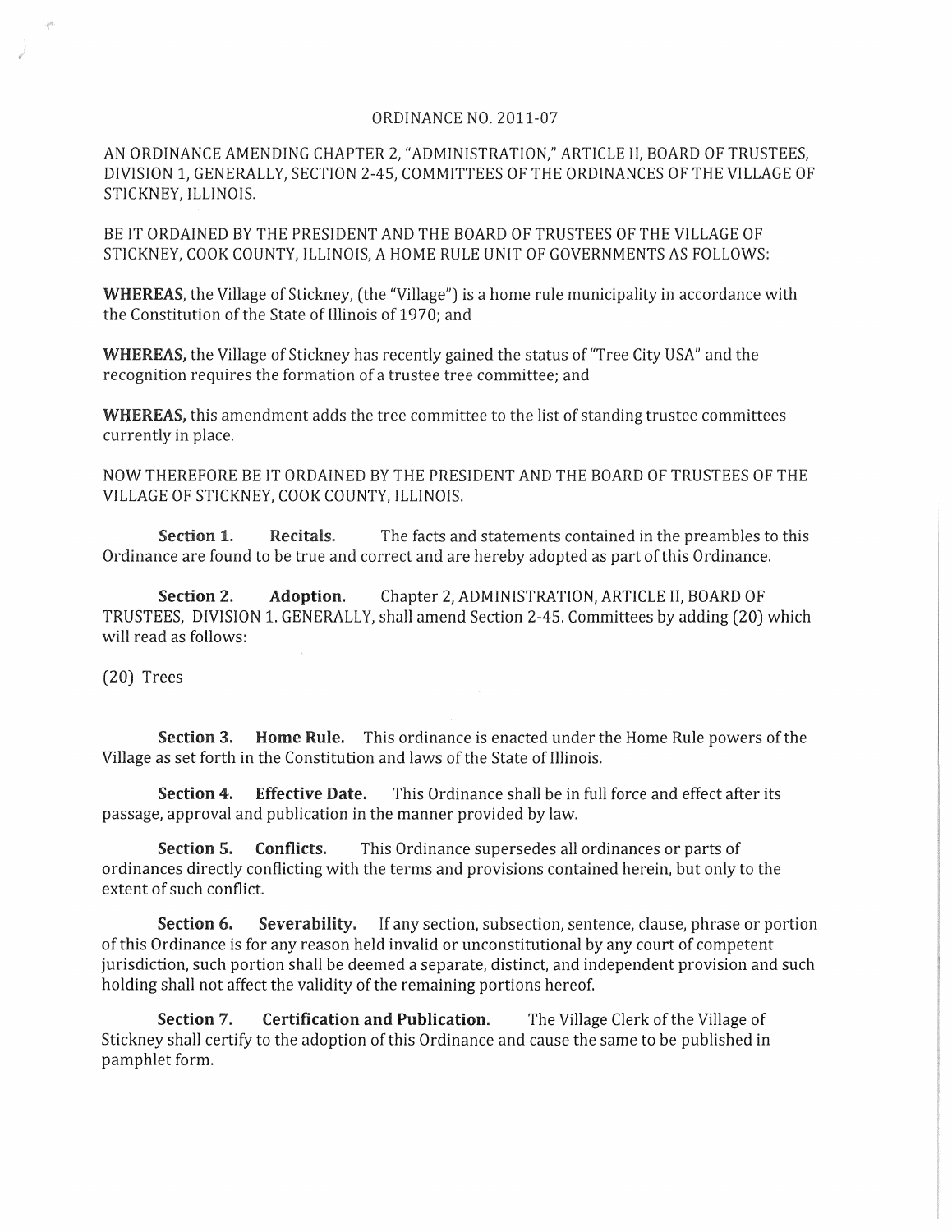# ORDINANCE NO. 2011-07

AN ORDINANCE AMENDING CHAPTER 2, "ADMINISTRATION," ARTICLE II, BOARD OF TRUSTEES, DIVISION 1, GENERALLY, SECTION 2-45, COMMITTEES OF THE ORDINANCES OF THE VILLAGE OF STICKNEY, ILLINOIS.

BE IT ORDAINED BY THE PRESIDENT AND THE BOARD OF TRUSTEES OF THE VILLAGE OF STICKNEY, COOK COUNTY, ILLINOIS, A HOME RULE UNIT OF GOVERNMENTS AS FOLLOWS:

**WHEREAS**, the Village of Stickney, (the "Village") is a home rule municipality in accordance with the Constitution of the State of Illinois of 1970; and

**WHEREAS,** the Village of Stickney has recently gained the status of "Tree City USA" and the recognition requires the formation of a trustee tree committee; and

**WHEREAS,** this amendment adds the tree committee to the list of standing trustee committees currently in place.

NOW THEREFORE BE IT ORDAINED BY THE PRESIDENT AND THE BOARD OF TRUSTEES OF THE VILLAGE OF STICKNEY, COOK COUNTY, ILLINOIS.

**Section 1. Recitals.** The facts and statements contained in the preambles to this Ordinance are found to be true and correct and are hereby adopted as part of this Ordinance.

**Section 2. Adoption.** Chapter 2, ADMINISTRATION, ARTICLE II, BOARD OF TRUSTEES, DIVISION 1. GENERALLY, shall amend Section 2-45. Committees by adding (20) which will read as follows:

(20) Trees

**Section 3. Home Rule.** This ordinance is enacted under the Home Rule powers of the Village as set forth in the Constitution and laws of the State of Illinois.

**Section 4. Effective Date.** This Ordinance shall be in full force and effect after its passage, approval and publication in the manner provided by law.

**Section 5. Conflicts.** This Ordinance supersedes all ordinances or parts of ordinances directly conflicting with the terms and provisions contained herein, but only to the extent of such conflict.

**Section 6. Severability.** If any section, subsection, sentence, clause, phrase or portion of this Ordinance is for any reason held invalid or unconstitutional by any court of competent jurisdiction, such portion shall be deemed a separate, distinct, and independent provision and such holding shall not affect the validity of the remaining portions hereof.

**Section 7. Certification and Publication.** The Village Clerk of the Village of Stickney shall certify to the adoption of this Ordinance and cause the same to be published in pamphlet form.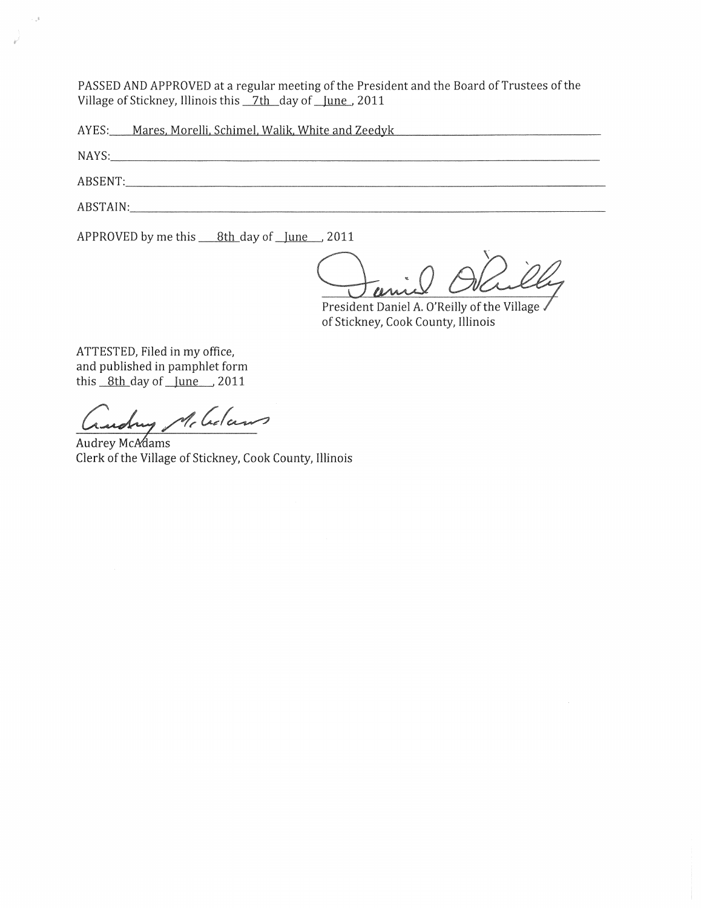PASSED AND APPROVED at a regular meeting of the President and the Board of Trustees of the Village of Stickney, Illinois this 7th day of June, 2011

AYES: Mares, Morelli, Schimel, Walik, White and Zeedyk

NAYS:

ABSENT:

ABSTAIN:

APPROVED by me this 8th day of June, 2011

President Daniel A. O'Reilly of the Village of Stickney, Cook County, Illinois

ATTESTED, Filed in my office, and published in pamphlet form this 8th day of June, 2011

Audrey McAdams
Clerk of the Village of Stickney, Cook County, Illinois